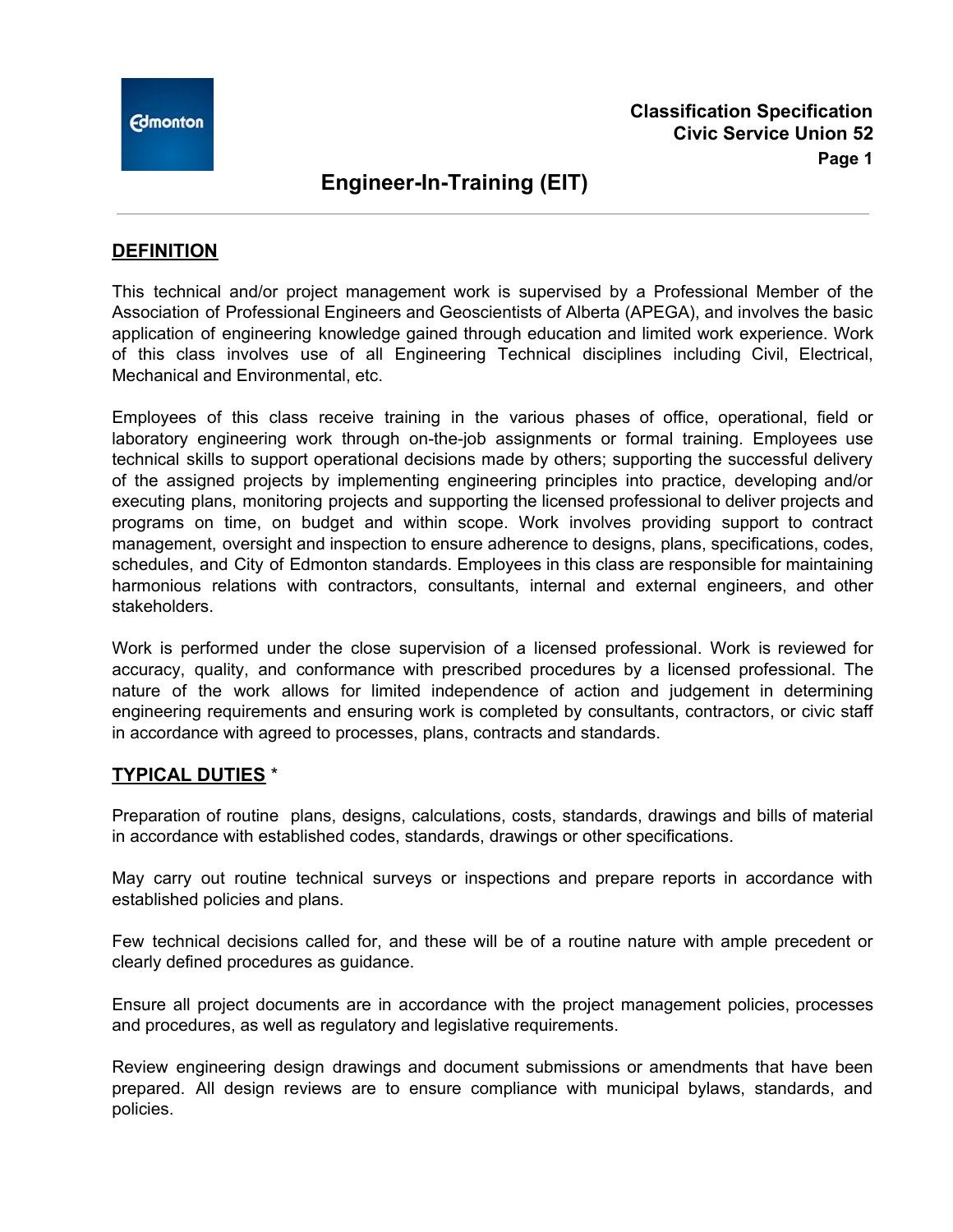Classification Specification
Civic Service Union 52

# Engineer-In-Training (EIT)

## DEFINITION

This technical and/or project management work is supervised by a Professional Member of the Association of Professional Engineers and Geoscientists of Alberta (APEGA), and involves the basic application of engineering knowledge gained through education and limited work experience. Work of this class involves use of all Engineering Technical disciplines including Civil, Electrical, Mechanical and Environmental, etc.

Employees of this class receive training in the various phases of office, operational, field or laboratory engineering work through on-the-job assignments or formal training. Employees use technical skills to support operational decisions made by others; supporting the successful delivery of the assigned projects by implementing engineering principles into practice, developing and/or executing plans, monitoring projects and supporting the licensed professional to deliver projects and programs on time, on budget and within scope. Work involves providing support to contract management, oversight and inspection to ensure adherence to designs, plans, specifications, codes, schedules, and City of Edmonton standards. Employees in this class are responsible for maintaining harmonious relations with contractors, consultants, internal and external engineers, and other stakeholders.

Work is performed under the close supervision of a licensed professional. Work is reviewed for accuracy, quality, and conformance with prescribed procedures by a licensed professional. The nature of the work allows for limited independence of action and judgement in determining engineering requirements and ensuring work is completed by consultants, contractors, or civic staff in accordance with agreed to processes, plans, contracts and standards.

## TYPICAL DUTIES *

Preparation of routine plans, designs, calculations, costs, standards, drawings and bills of material in accordance with established codes, standards, drawings or other specifications.

May carry out routine technical surveys or inspections and prepare reports in accordance with established policies and plans.

Few technical decisions called for, and these will be of a routine nature with ample precedent or clearly defined procedures as guidance.

Ensure all project documents are in accordance with the project management policies, processes and procedures, as well as regulatory and legislative requirements.

Review engineering design drawings and document submissions or amendments that have been prepared. All design reviews are to ensure compliance with municipal bylaws, standards, and policies.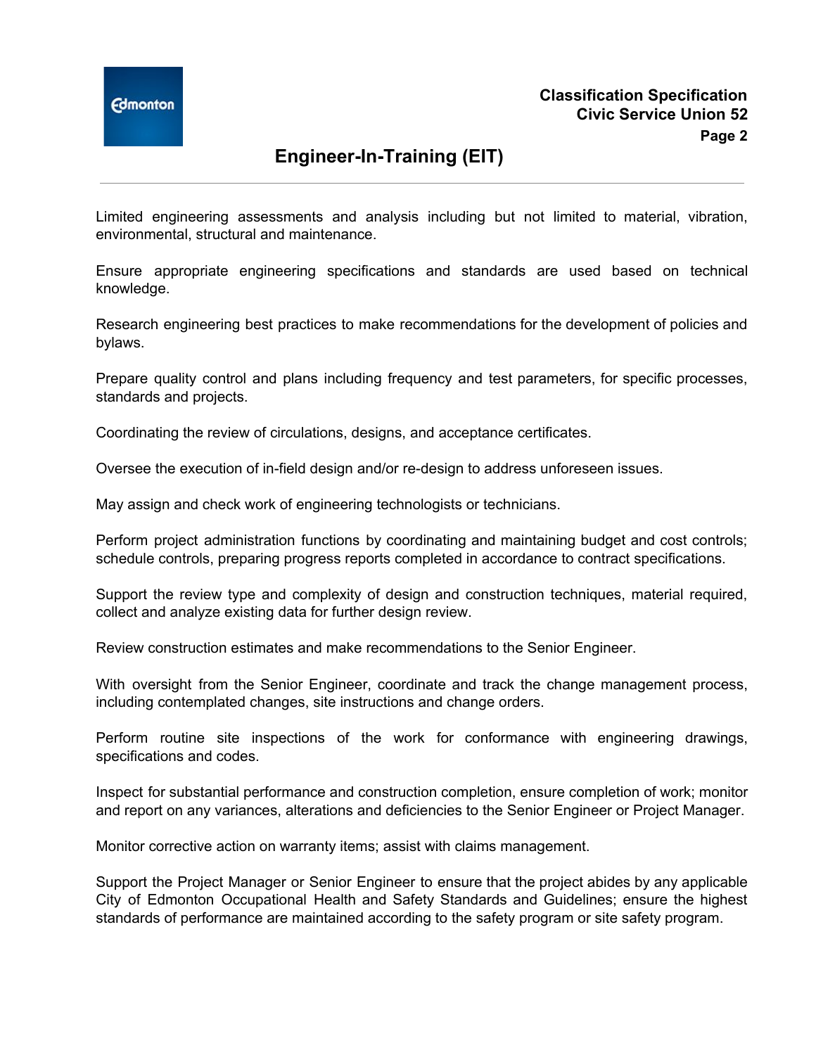Limited engineering assessments and analysis including but not limited to material, vibration, environmental, structural and maintenance.

Ensure appropriate engineering specifications and standards are used based on technical knowledge.

Research engineering best practices to make recommendations for the development of policies and bylaws.

Prepare quality control and plans including frequency and test parameters, for specific processes, standards and projects.

Coordinating the review of circulations, designs, and acceptance certificates.

Oversee the execution of in-field design and/or re-design to address unforeseen issues.

May assign and check work of engineering technologists or technicians.

Perform project administration functions by coordinating and maintaining budget and cost controls; schedule controls, preparing progress reports completed in accordance to contract specifications.

Support the review type and complexity of design and construction techniques, material required, collect and analyze existing data for further design review.

Review construction estimates and make recommendations to the Senior Engineer.

With oversight from the Senior Engineer, coordinate and track the change management process, including contemplated changes, site instructions and change orders.

Perform routine site inspections of the work for conformance with engineering drawings, specifications and codes.

Inspect for substantial performance and construction completion, ensure completion of work; monitor and report on any variances, alterations and deficiencies to the Senior Engineer or Project Manager.

Monitor corrective action on warranty items; assist with claims management.

Support the Project Manager or Senior Engineer to ensure that the project abides by any applicable City of Edmonton Occupational Health and Safety Standards and Guidelines; ensure the highest standards of performance are maintained according to the safety program or site safety program.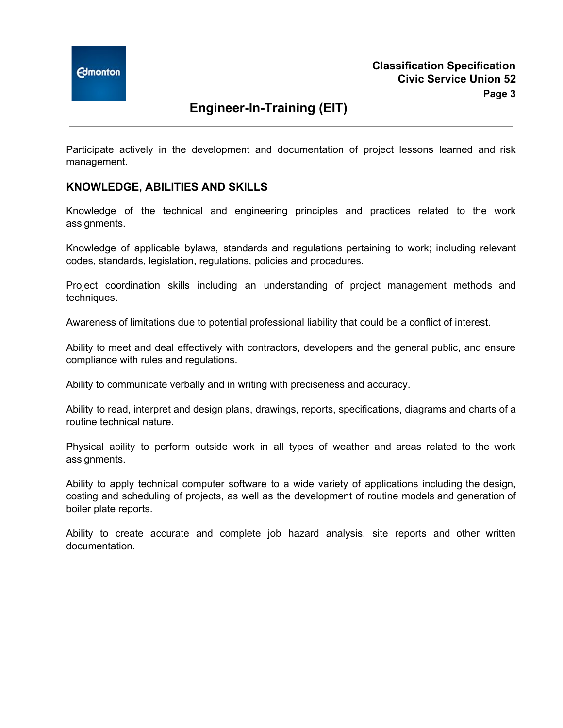Participate actively in the development and documentation of project lessons learned and risk management.

## KNOWLEDGE, ABILITIES AND SKILLS

Knowledge of the technical and engineering principles and practices related to the work assignments.

Knowledge of applicable bylaws, standards and regulations pertaining to work; including relevant codes, standards, legislation, regulations, policies and procedures.

Project coordination skills including an understanding of project management methods and techniques.

Awareness of limitations due to potential professional liability that could be a conflict of interest.

Ability to meet and deal effectively with contractors, developers and the general public, and ensure compliance with rules and regulations.

Ability to communicate verbally and in writing with preciseness and accuracy.

Ability to read, interpret and design plans, drawings, reports, specifications, diagrams and charts of a routine technical nature.

Physical ability to perform outside work in all types of weather and areas related to the work assignments.

Ability to apply technical computer software to a wide variety of applications including the design, costing and scheduling of projects, as well as the development of routine models and generation of boiler plate reports.

Ability to create accurate and complete job hazard analysis, site reports and other written documentation.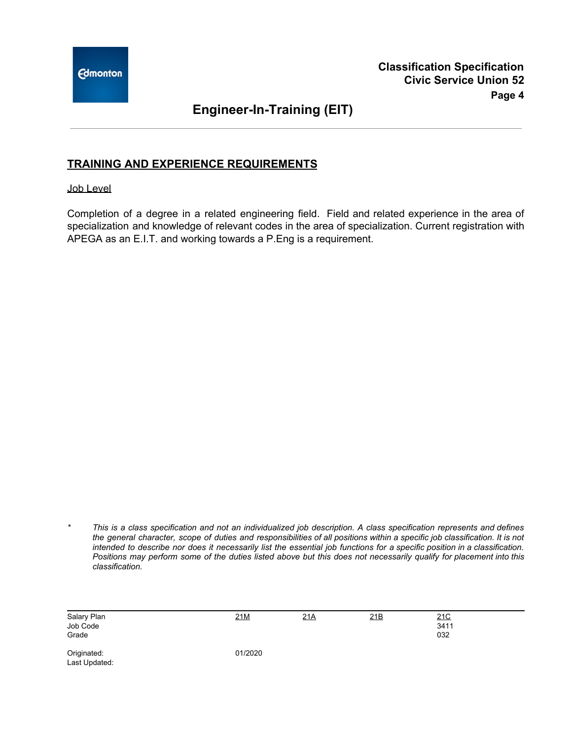## TRAINING AND EXPERIENCE REQUIREMENTS

Job Level

Completion of a degree in a related engineering field. Field and related experience in the area of specialization and knowledge of relevant codes in the area of specialization. Current registration with APEGA as an E.I.T. and working towards a P.Eng is a requirement.

\* *This is a class specification and not an individualized job description. A class specification represents and defines the general character, scope of duties and responsibilities of all positions within a specific job classification. It is not intended to describe nor does it necessarily list the essential job functions for a specific position in a classification. Positions may perform some of the duties listed above but this does not necessarily qualify for placement into this classification.*

| | | | | |
|---|---|---|---|---|
| Salary Plan | 21M | 21A | 21B | 21C |
| Job Code | | | | 3411 |
| Grade | | | | 032 |
| Originated: | 01/2020 | | | |
| Last Updated: | | | | |